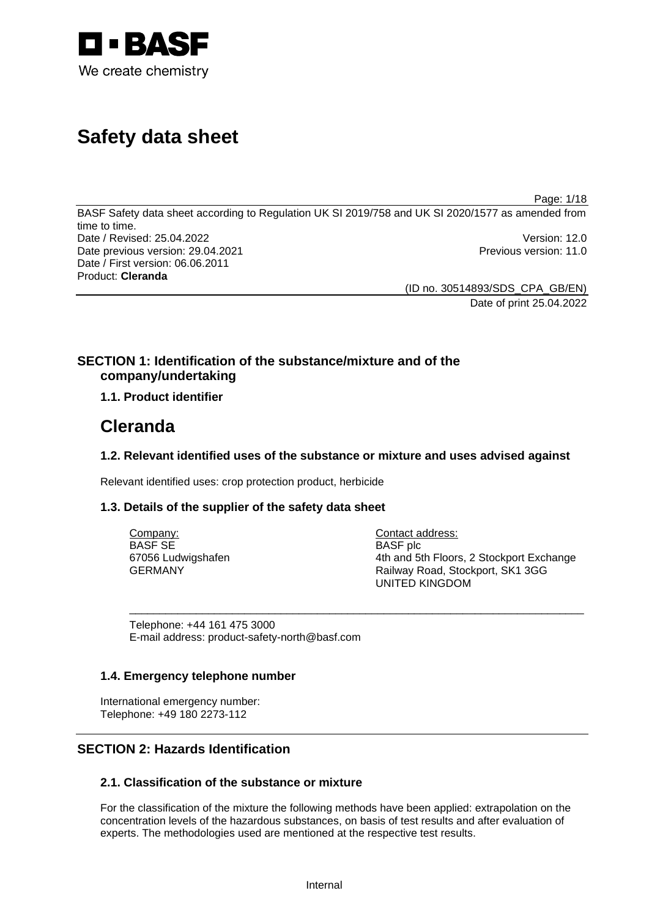# Safety data sheet

BASF Safety data sheet according to Regulation UK SI 2019/758 and UK SI 2020/1577 as amended from time to time.

Date / Revised: 25.04.2022 | Version: 12.0

Date previous version: 29.04.2021 | Previous version: 11.0

Date / First version: 06.06.2011

Product: **Cleranda**

(ID no. 30514893/SDS_CPA_GB/EN)

Date of print 25.04.2022

## SECTION 1: Identification of the substance/mixture and of the company/undertaking

### 1.1. Product identifier

# Cleranda

### 1.2. Relevant identified uses of the substance or mixture and uses advised against

Relevant identified uses: crop protection product, herbicide

### 1.3. Details of the supplier of the safety data sheet

Company:
BASF SE
67056 Ludwigshafen
GERMANY

Contact address:
BASF plc
4th and 5th Floors, 2 Stockport Exchange
Railway Road, Stockport, SK1 3GG
UNITED KINGDOM

Telephone: +44 161 475 3000
E-mail address: product-safety-north@basf.com

### 1.4. Emergency telephone number

International emergency number:
Telephone: +49 180 2273-112

## SECTION 2: Hazards Identification

### 2.1. Classification of the substance or mixture

For the classification of the mixture the following methods have been applied: extrapolation on the concentration levels of the hazardous substances, on basis of test results and after evaluation of experts. The methodologies used are mentioned at the respective test results.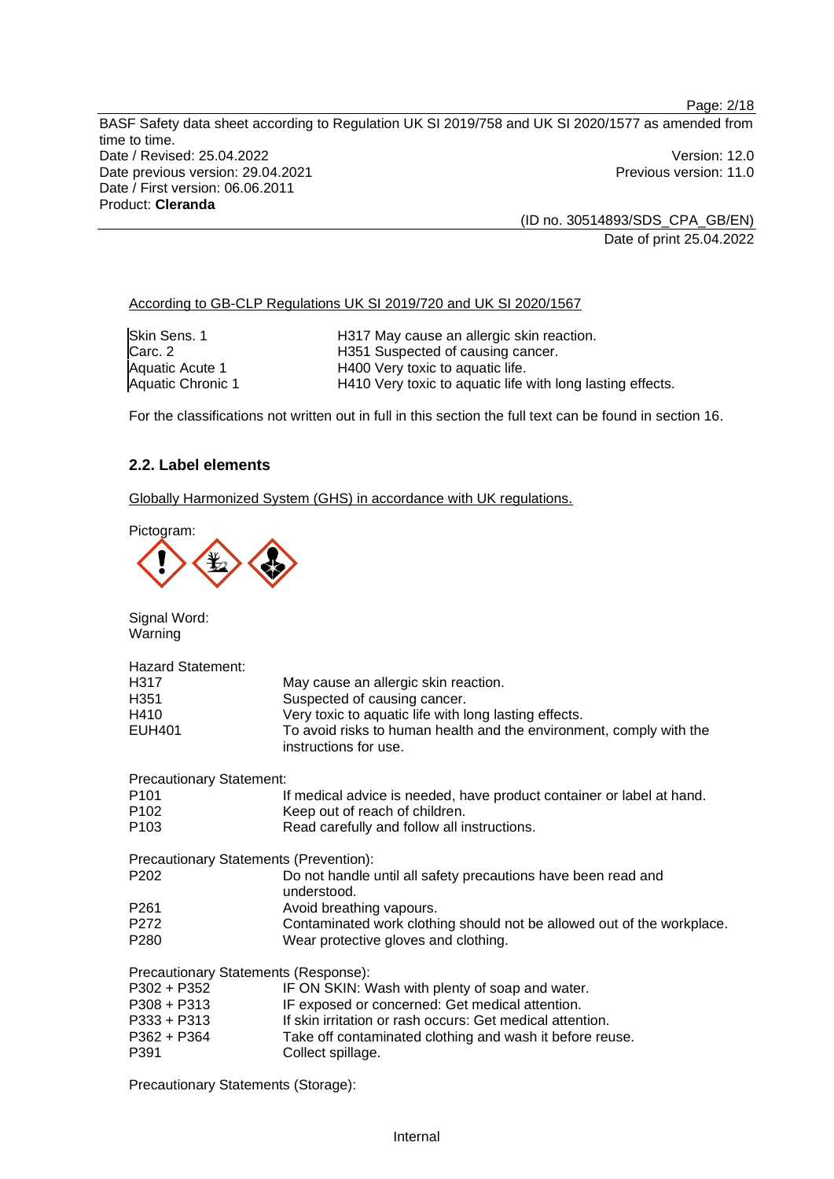According to GB-CLP Regulations UK SI 2019/720 and UK SI 2020/1567

| | |
|---|---|
| Skin Sens. 1 | H317 May cause an allergic skin reaction. |
| Carc. 2 | H351 Suspected of causing cancer. |
| Aquatic Acute 1 | H400 Very toxic to aquatic life. |
| Aquatic Chronic 1 | H410 Very toxic to aquatic life with long lasting effects. |

For the classifications not written out in full in this section the full text can be found in section 16.

## 2.2. Label elements

Globally Harmonized System (GHS) in accordance with UK regulations.

Pictogram:

Signal Word:
Warning

Hazard Statement:

| | |
|---|---|
| H317 | May cause an allergic skin reaction. |
| H351 | Suspected of causing cancer. |
| H410 | Very toxic to aquatic life with long lasting effects. |
| EUH401 | To avoid risks to human health and the environment, comply with the instructions for use. |

Precautionary Statement:

| | |
|---|---|
| P101 | If medical advice is needed, have product container or label at hand. |
| P102 | Keep out of reach of children. |
| P103 | Read carefully and follow all instructions. |

Precautionary Statements (Prevention):

| | |
|---|---|
| P202 | Do not handle until all safety precautions have been read and understood. |
| P261 | Avoid breathing vapours. |
| P272 | Contaminated work clothing should not be allowed out of the workplace. |
| P280 | Wear protective gloves and clothing. |

Precautionary Statements (Response):

| | |
|---|---|
| P302 + P352 | IF ON SKIN: Wash with plenty of soap and water. |
| P308 + P313 | IF exposed or concerned: Get medical attention. |
| P333 + P313 | If skin irritation or rash occurs: Get medical attention. |
| P362 + P364 | Take off contaminated clothing and wash it before reuse. |
| P391 | Collect spillage. |

Precautionary Statements (Storage):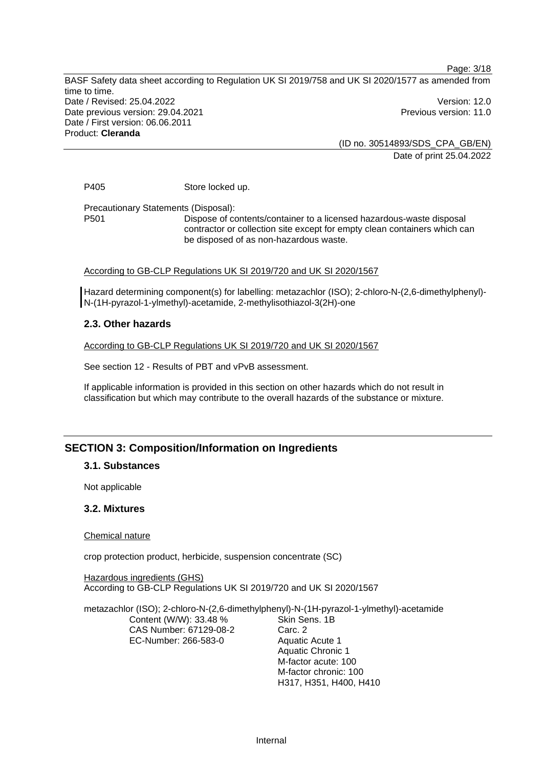P405 Store locked up.

Precautionary Statements (Disposal):

P501 Dispose of contents/container to a licensed hazardous-waste disposal contractor or collection site except for empty clean containers which can be disposed of as non-hazardous waste.

According to GB-CLP Regulations UK SI 2019/720 and UK SI 2020/1567

Hazard determining component(s) for labelling: metazachlor (ISO); 2-chloro-N-(2,6-dimethylphenyl)-N-(1H-pyrazol-1-ylmethyl)-acetamide, 2-methylisothiazol-3(2H)-one

### 2.3. Other hazards

According to GB-CLP Regulations UK SI 2019/720 and UK SI 2020/1567

See section 12 - Results of PBT and vPvB assessment.

If applicable information is provided in this section on other hazards which do not result in classification but which may contribute to the overall hazards of the substance or mixture.

## SECTION 3: Composition/Information on Ingredients

### 3.1. Substances

Not applicable

### 3.2. Mixtures

Chemical nature

crop protection product, herbicide, suspension concentrate (SC)

Hazardous ingredients (GHS)
According to GB-CLP Regulations UK SI 2019/720 and UK SI 2020/1567

metazachlor (ISO); 2-chloro-N-(2,6-dimethylphenyl)-N-(1H-pyrazol-1-ylmethyl)-acetamide

| | |
|---|---|
| Content (W/W): 33.48 % | Skin Sens. 1B |
| CAS Number: 67129-08-2 | Carc. 2 |
| EC-Number: 266-583-0 | Aquatic Acute 1 |
| | Aquatic Chronic 1 |
| | M-factor acute: 100 |
| | M-factor chronic: 100 |
| | H317, H351, H400, H410 |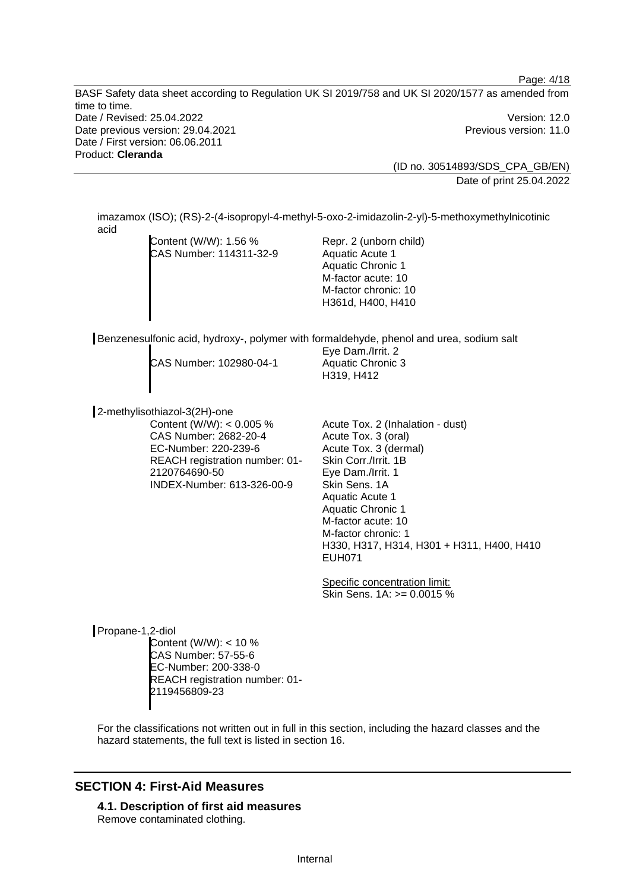imazamox (ISO); (RS)-2-(4-isopropyl-4-methyl-5-oxo-2-imidazolin-2-yl)-5-methoxymethylnicotinic acid

| | |
|---|---|
| Content (W/W): 1.56 %<br>CAS Number: 114311-32-9 | Repr. 2 (unborn child)<br>Aquatic Acute 1<br>Aquatic Chronic 1<br>M-factor acute: 10<br>M-factor chronic: 10<br>H361d, H400, H410 |

Benzenesulfonic acid, hydroxy-, polymer with formaldehyde, phenol and urea, sodium salt

| | |
|---|---|
| CAS Number: 102980-04-1 | Eye Dam./Irrit. 2<br>Aquatic Chronic 3<br>H319, H412 |

2-methylisothiazol-3(2H)-one

| | |
|---|---|
| Content (W/W): < 0.005 %<br>CAS Number: 2682-20-4<br>EC-Number: 220-239-6<br>REACH registration number: 01-2120764690-50<br>INDEX-Number: 613-326-00-9 | Acute Tox. 2 (Inhalation - dust)<br>Acute Tox. 3 (oral)<br>Acute Tox. 3 (dermal)<br>Skin Corr./Irrit. 1B<br>Eye Dam./Irrit. 1<br>Skin Sens. 1A<br>Aquatic Acute 1<br>Aquatic Chronic 1<br>M-factor acute: 10<br>M-factor chronic: 1<br>H330, H317, H314, H301 + H311, H400, H410<br>EUH071<br><br>Specific concentration limit:<br>Skin Sens. 1A: >= 0.0015 % |

Propane-1,2-diol

Content (W/W): < 10 %
CAS Number: 57-55-6
EC-Number: 200-338-0
REACH registration number: 01-2119456809-23

For the classifications not written out in full in this section, including the hazard classes and the hazard statements, the full text is listed in section 16.

## SECTION 4: First-Aid Measures

### 4.1. Description of first aid measures

Remove contaminated clothing.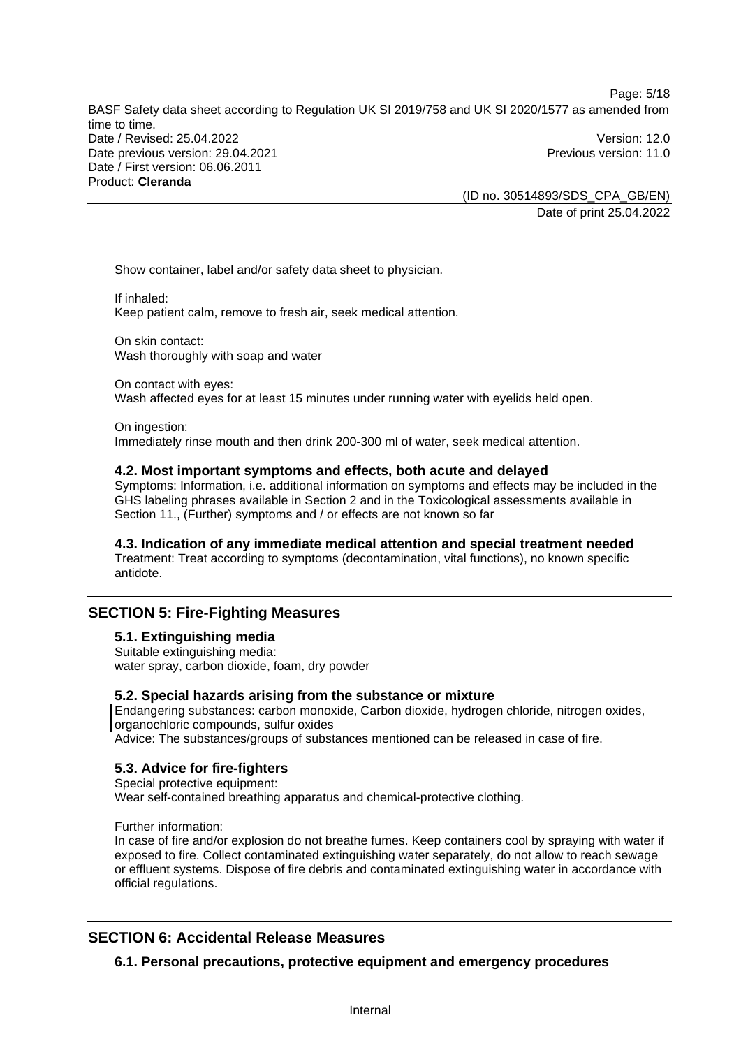Show container, label and/or safety data sheet to physician.

If inhaled:
Keep patient calm, remove to fresh air, seek medical attention.

On skin contact:
Wash thoroughly with soap and water

On contact with eyes:
Wash affected eyes for at least 15 minutes under running water with eyelids held open.

On ingestion:
Immediately rinse mouth and then drink 200-300 ml of water, seek medical attention.

### 4.2. Most important symptoms and effects, both acute and delayed

Symptoms: Information, i.e. additional information on symptoms and effects may be included in the GHS labeling phrases available in Section 2 and in the Toxicological assessments available in Section 11., (Further) symptoms and / or effects are not known so far

### 4.3. Indication of any immediate medical attention and special treatment needed

Treatment: Treat according to symptoms (decontamination, vital functions), no known specific antidote.

## SECTION 5: Fire-Fighting Measures

### 5.1. Extinguishing media

Suitable extinguishing media:
water spray, carbon dioxide, foam, dry powder

### 5.2. Special hazards arising from the substance or mixture

Endangering substances: carbon monoxide, Carbon dioxide, hydrogen chloride, nitrogen oxides, organochloric compounds, sulfur oxides
Advice: The substances/groups of substances mentioned can be released in case of fire.

### 5.3. Advice for fire-fighters

Special protective equipment:
Wear self-contained breathing apparatus and chemical-protective clothing.

Further information:
In case of fire and/or explosion do not breathe fumes. Keep containers cool by spraying with water if exposed to fire. Collect contaminated extinguishing water separately, do not allow to reach sewage or effluent systems. Dispose of fire debris and contaminated extinguishing water in accordance with official regulations.

## SECTION 6: Accidental Release Measures

### 6.1. Personal precautions, protective equipment and emergency procedures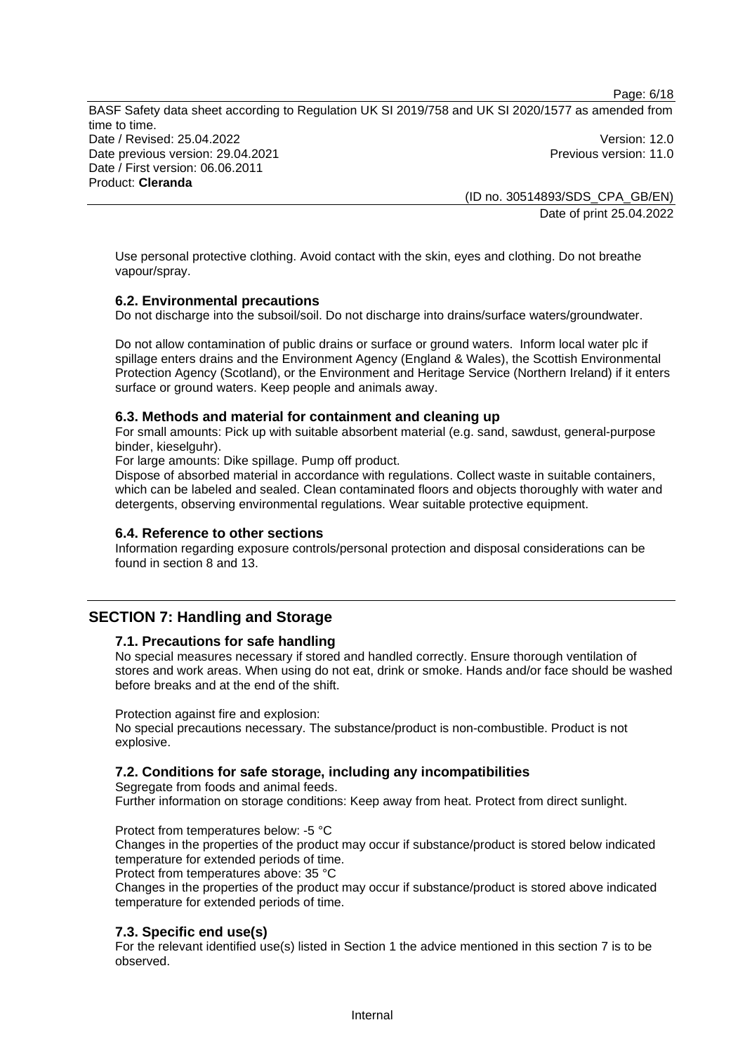Use personal protective clothing. Avoid contact with the skin, eyes and clothing. Do not breathe vapour/spray.

### 6.2. Environmental precautions

Do not discharge into the subsoil/soil. Do not discharge into drains/surface waters/groundwater.

Do not allow contamination of public drains or surface or ground waters. Inform local water plc if spillage enters drains and the Environment Agency (England & Wales), the Scottish Environmental Protection Agency (Scotland), or the Environment and Heritage Service (Northern Ireland) if it enters surface or ground waters. Keep people and animals away.

### 6.3. Methods and material for containment and cleaning up

For small amounts: Pick up with suitable absorbent material (e.g. sand, sawdust, general-purpose binder, kieselguhr).

For large amounts: Dike spillage. Pump off product.

Dispose of absorbed material in accordance with regulations. Collect waste in suitable containers, which can be labeled and sealed. Clean contaminated floors and objects thoroughly with water and detergents, observing environmental regulations. Wear suitable protective equipment.

### 6.4. Reference to other sections

Information regarding exposure controls/personal protection and disposal considerations can be found in section 8 and 13.

## SECTION 7: Handling and Storage

### 7.1. Precautions for safe handling

No special measures necessary if stored and handled correctly. Ensure thorough ventilation of stores and work areas. When using do not eat, drink or smoke. Hands and/or face should be washed before breaks and at the end of the shift.

Protection against fire and explosion:

No special precautions necessary. The substance/product is non-combustible. Product is not explosive.

### 7.2. Conditions for safe storage, including any incompatibilities

Segregate from foods and animal feeds.

Further information on storage conditions: Keep away from heat. Protect from direct sunlight.

Protect from temperatures below: -5 °C

Changes in the properties of the product may occur if substance/product is stored below indicated temperature for extended periods of time.

Protect from temperatures above: 35 °C

Changes in the properties of the product may occur if substance/product is stored above indicated temperature for extended periods of time.

### 7.3. Specific end use(s)

For the relevant identified use(s) listed in Section 1 the advice mentioned in this section 7 is to be observed.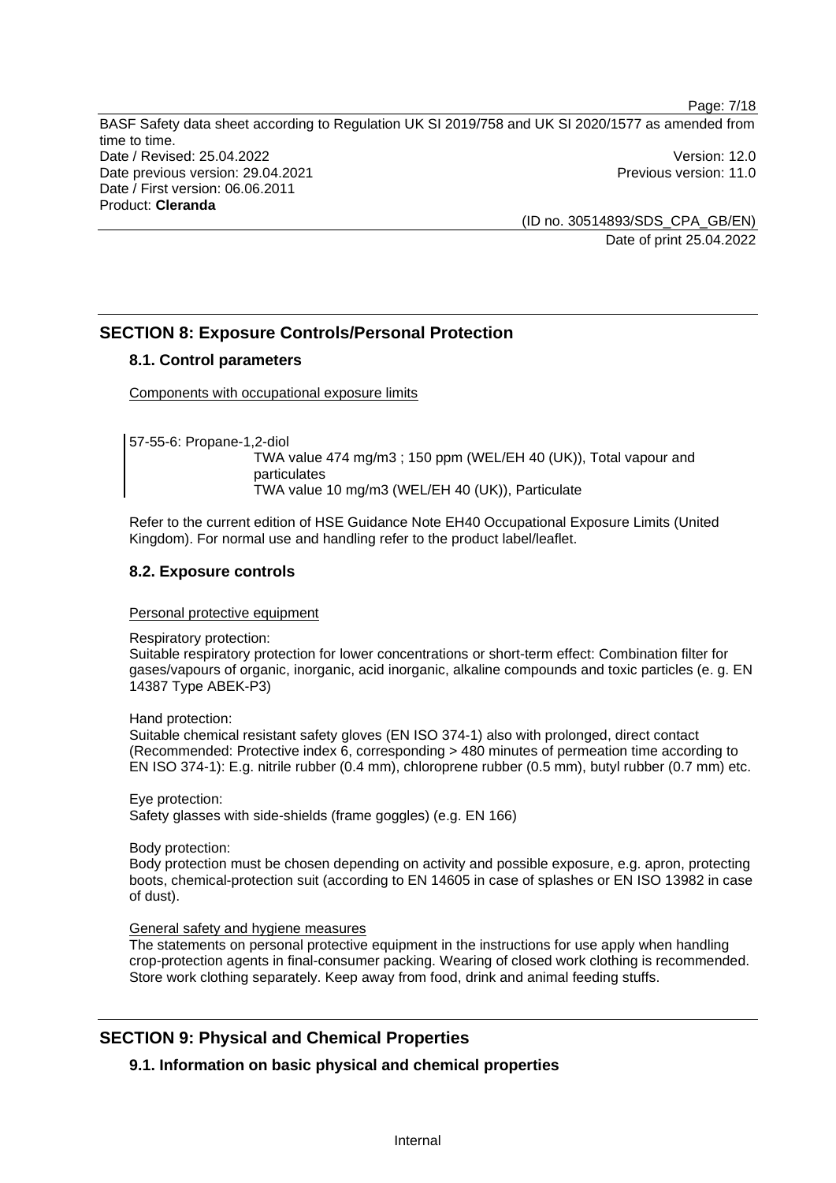## SECTION 8: Exposure Controls/Personal Protection

### 8.1. Control parameters

Components with occupational exposure limits

57-55-6: Propane-1,2-diol

TWA value 474 mg/m3 ; 150 ppm (WEL/EH 40 (UK)), Total vapour and particulates

TWA value 10 mg/m3 (WEL/EH 40 (UK)), Particulate

Refer to the current edition of HSE Guidance Note EH40 Occupational Exposure Limits (United Kingdom). For normal use and handling refer to the product label/leaflet.

### 8.2. Exposure controls

Personal protective equipment

Respiratory protection:
Suitable respiratory protection for lower concentrations or short-term effect: Combination filter for gases/vapours of organic, inorganic, acid inorganic, alkaline compounds and toxic particles (e. g. EN 14387 Type ABEK-P3)

Hand protection:
Suitable chemical resistant safety gloves (EN ISO 374-1) also with prolonged, direct contact (Recommended: Protective index 6, corresponding > 480 minutes of permeation time according to EN ISO 374-1): E.g. nitrile rubber (0.4 mm), chloroprene rubber (0.5 mm), butyl rubber (0.7 mm) etc.

Eye protection:
Safety glasses with side-shields (frame goggles) (e.g. EN 166)

Body protection:
Body protection must be chosen depending on activity and possible exposure, e.g. apron, protecting boots, chemical-protection suit (according to EN 14605 in case of splashes or EN ISO 13982 in case of dust).

General safety and hygiene measures

The statements on personal protective equipment in the instructions for use apply when handling crop-protection agents in final-consumer packing. Wearing of closed work clothing is recommended. Store work clothing separately. Keep away from food, drink and animal feeding stuffs.

## SECTION 9: Physical and Chemical Properties

### 9.1. Information on basic physical and chemical properties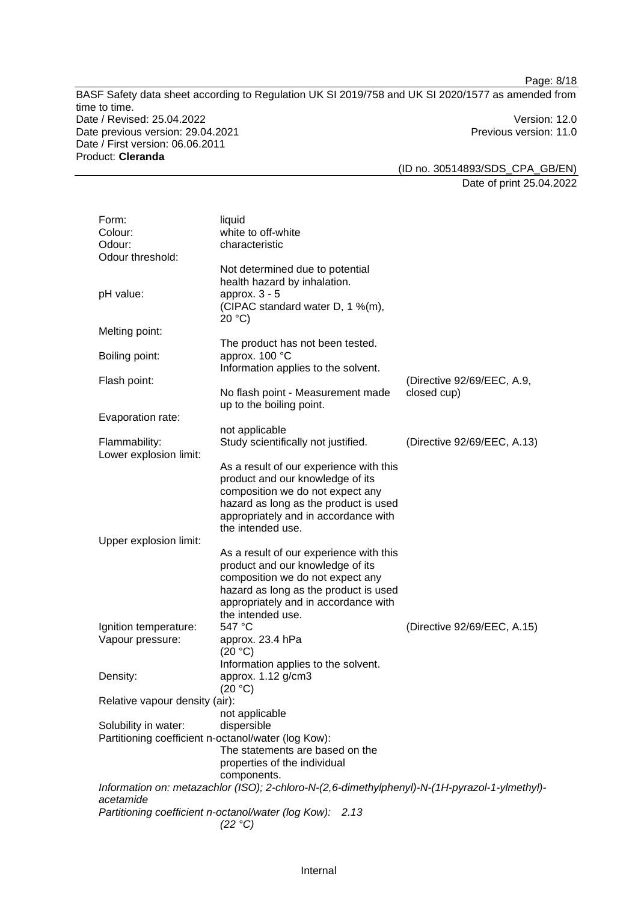| | | |
|---|---|---|
| Form: | liquid | |
| Colour: | white to off-white | |
| Odour: | characteristic | |
| Odour threshold: | Not determined due to potential health hazard by inhalation. | |
| pH value: | approx. 3 - 5 (CIPAC standard water D, 1 %(m), 20 °C) | |
| Melting point: | The product has not been tested. | |
| Boiling point: | approx. 100 °C Information applies to the solvent. | |
| Flash point: | No flash point - Measurement made up to the boiling point. | (Directive 92/69/EEC, A.9, closed cup) |
| Evaporation rate: | not applicable | |
| Flammability: | Study scientifically not justified. | (Directive 92/69/EEC, A.13) |
| Lower explosion limit: | As a result of our experience with this product and our knowledge of its composition we do not expect any hazard as long as the product is used appropriately and in accordance with the intended use. | |
| Upper explosion limit: | As a result of our experience with this product and our knowledge of its composition we do not expect any hazard as long as the product is used appropriately and in accordance with the intended use. | |
| Ignition temperature: | 547 °C | (Directive 92/69/EEC, A.15) |
| Vapour pressure: | approx. 23.4 hPa (20 °C) Information applies to the solvent. | |
| Density: | approx. 1.12 g/cm3 (20 °C) | |
| Relative vapour density (air): | not applicable | |
| Solubility in water: | dispersible | |
| Partitioning coefficient n-octanol/water (log Kow): | The statements are based on the properties of the individual components. | |

*Information on: metazachlor (ISO); 2-chloro-N-(2,6-dimethylphenyl)-N-(1H-pyrazol-1-ylmethyl)-acetamide*

*Partitioning coefficient n-octanol/water (log Kow): 2.13 (22 °C)*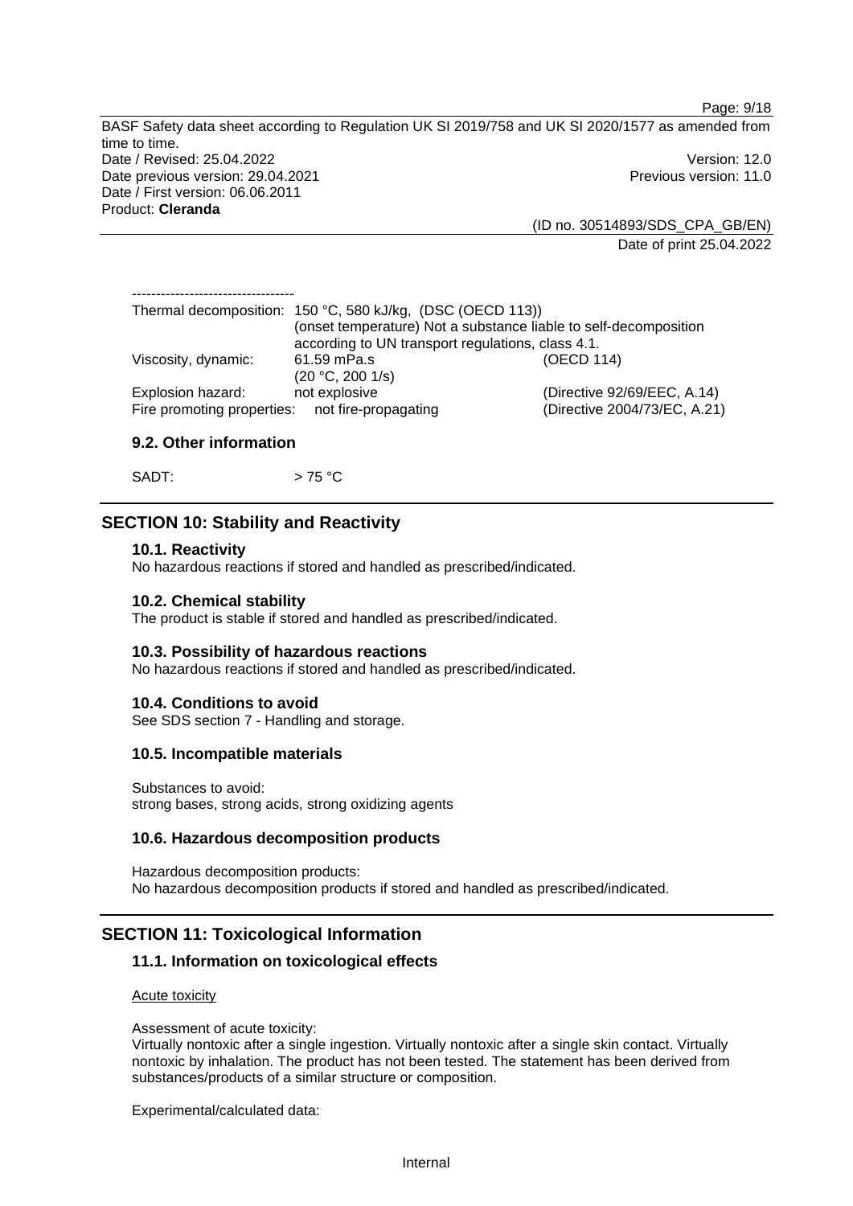----------------------------------

| | | |
|---|---|---|
| Thermal decomposition: | 150 °C, 580 kJ/kg, (DSC (OECD 113)) (onset temperature) Not a substance liable to self-decomposition according to UN transport regulations, class 4.1. | |
| Viscosity, dynamic: | 61.59 mPa.s (20 °C, 200 1/s) | (OECD 114) |
| Explosion hazard: | not explosive | (Directive 92/69/EEC, A.14) |
| Fire promoting properties: | not fire-propagating | (Directive 2004/73/EC, A.21) |

### 9.2. Other information

SADT: > 75 °C

## SECTION 10: Stability and Reactivity

### 10.1. Reactivity

No hazardous reactions if stored and handled as prescribed/indicated.

### 10.2. Chemical stability

The product is stable if stored and handled as prescribed/indicated.

### 10.3. Possibility of hazardous reactions

No hazardous reactions if stored and handled as prescribed/indicated.

### 10.4. Conditions to avoid

See SDS section 7 - Handling and storage.

### 10.5. Incompatible materials

Substances to avoid:
strong bases, strong acids, strong oxidizing agents

### 10.6. Hazardous decomposition products

Hazardous decomposition products:
No hazardous decomposition products if stored and handled as prescribed/indicated.

## SECTION 11: Toxicological Information

### 11.1. Information on toxicological effects

Acute toxicity

Assessment of acute toxicity:
Virtually nontoxic after a single ingestion. Virtually nontoxic after a single skin contact. Virtually nontoxic by inhalation. The product has not been tested. The statement has been derived from substances/products of a similar structure or composition.

Experimental/calculated data: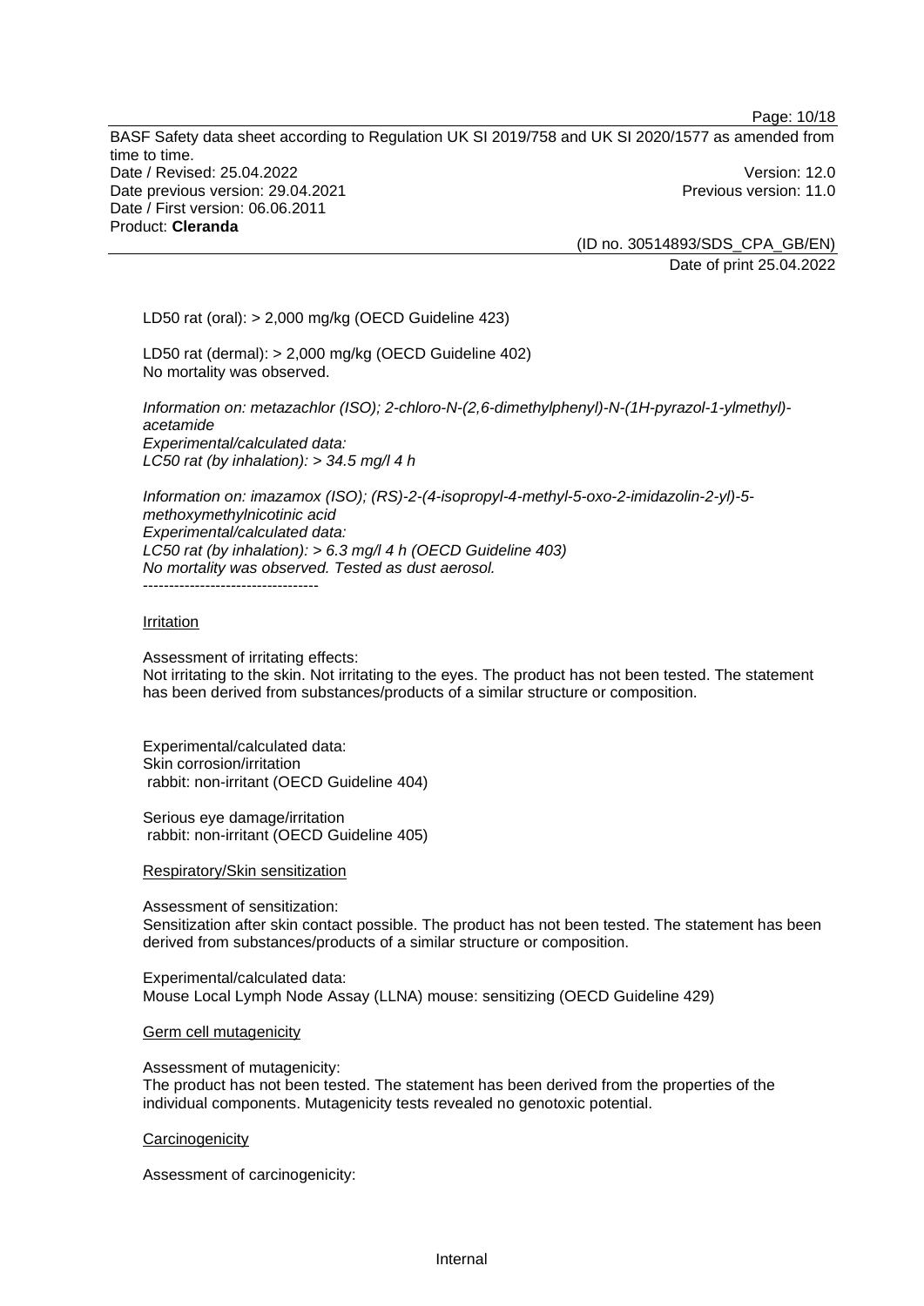LD50 rat (oral): > 2,000 mg/kg (OECD Guideline 423)

LD50 rat (dermal): > 2,000 mg/kg (OECD Guideline 402)
No mortality was observed.

*Information on: metazachlor (ISO); 2-chloro-N-(2,6-dimethylphenyl)-N-(1H-pyrazol-1-ylmethyl)-acetamide*
*Experimental/calculated data:*
*LC50 rat (by inhalation): > 34.5 mg/l 4 h*

*Information on: imazamox (ISO); (RS)-2-(4-isopropyl-4-methyl-5-oxo-2-imidazolin-2-yl)-5-methoxymethylnicotinic acid*
*Experimental/calculated data:*
*LC50 rat (by inhalation): > 6.3 mg/l 4 h (OECD Guideline 403)*
*No mortality was observed. Tested as dust aerosol.*
----------------------------------

Irritation

Assessment of irritating effects:
Not irritating to the skin. Not irritating to the eyes. The product has not been tested. The statement has been derived from substances/products of a similar structure or composition.

Experimental/calculated data:
Skin corrosion/irritation
rabbit: non-irritant (OECD Guideline 404)

Serious eye damage/irritation
rabbit: non-irritant (OECD Guideline 405)

Respiratory/Skin sensitization

Assessment of sensitization:
Sensitization after skin contact possible. The product has not been tested. The statement has been derived from substances/products of a similar structure or composition.

Experimental/calculated data:
Mouse Local Lymph Node Assay (LLNA) mouse: sensitizing (OECD Guideline 429)

Germ cell mutagenicity

Assessment of mutagenicity:
The product has not been tested. The statement has been derived from the properties of the individual components. Mutagenicity tests revealed no genotoxic potential.

Carcinogenicity

Assessment of carcinogenicity: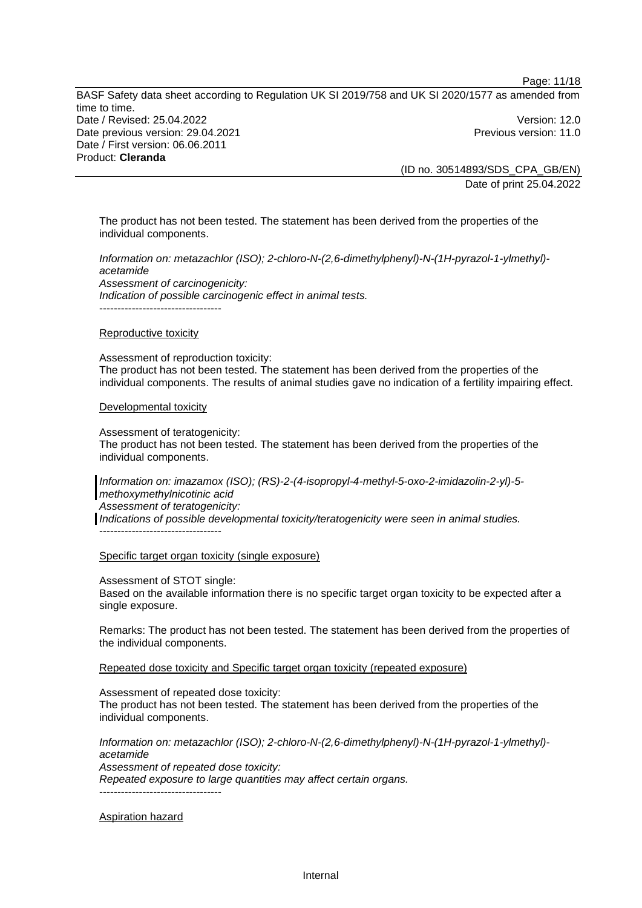The product has not been tested. The statement has been derived from the properties of the individual components.

*Information on: metazachlor (ISO); 2-chloro-N-(2,6-dimethylphenyl)-N-(1H-pyrazol-1-ylmethyl)-acetamide*
*Assessment of carcinogenicity:*
*Indication of possible carcinogenic effect in animal tests.*
----------------------------------

Reproductive toxicity

Assessment of reproduction toxicity:
The product has not been tested. The statement has been derived from the properties of the individual components. The results of animal studies gave no indication of a fertility impairing effect.

Developmental toxicity

Assessment of teratogenicity:
The product has not been tested. The statement has been derived from the properties of the individual components.

*Information on: imazamox (ISO); (RS)-2-(4-isopropyl-4-methyl-5-oxo-2-imidazolin-2-yl)-5-methoxymethylnicotinic acid*
*Assessment of teratogenicity:*
*Indications of possible developmental toxicity/teratogenicity were seen in animal studies.*
----------------------------------

Specific target organ toxicity (single exposure)

Assessment of STOT single:
Based on the available information there is no specific target organ toxicity to be expected after a single exposure.

Remarks: The product has not been tested. The statement has been derived from the properties of the individual components.

Repeated dose toxicity and Specific target organ toxicity (repeated exposure)

Assessment of repeated dose toxicity:
The product has not been tested. The statement has been derived from the properties of the individual components.

*Information on: metazachlor (ISO); 2-chloro-N-(2,6-dimethylphenyl)-N-(1H-pyrazol-1-ylmethyl)-acetamide*
*Assessment of repeated dose toxicity:*
*Repeated exposure to large quantities may affect certain organs.*
----------------------------------

Aspiration hazard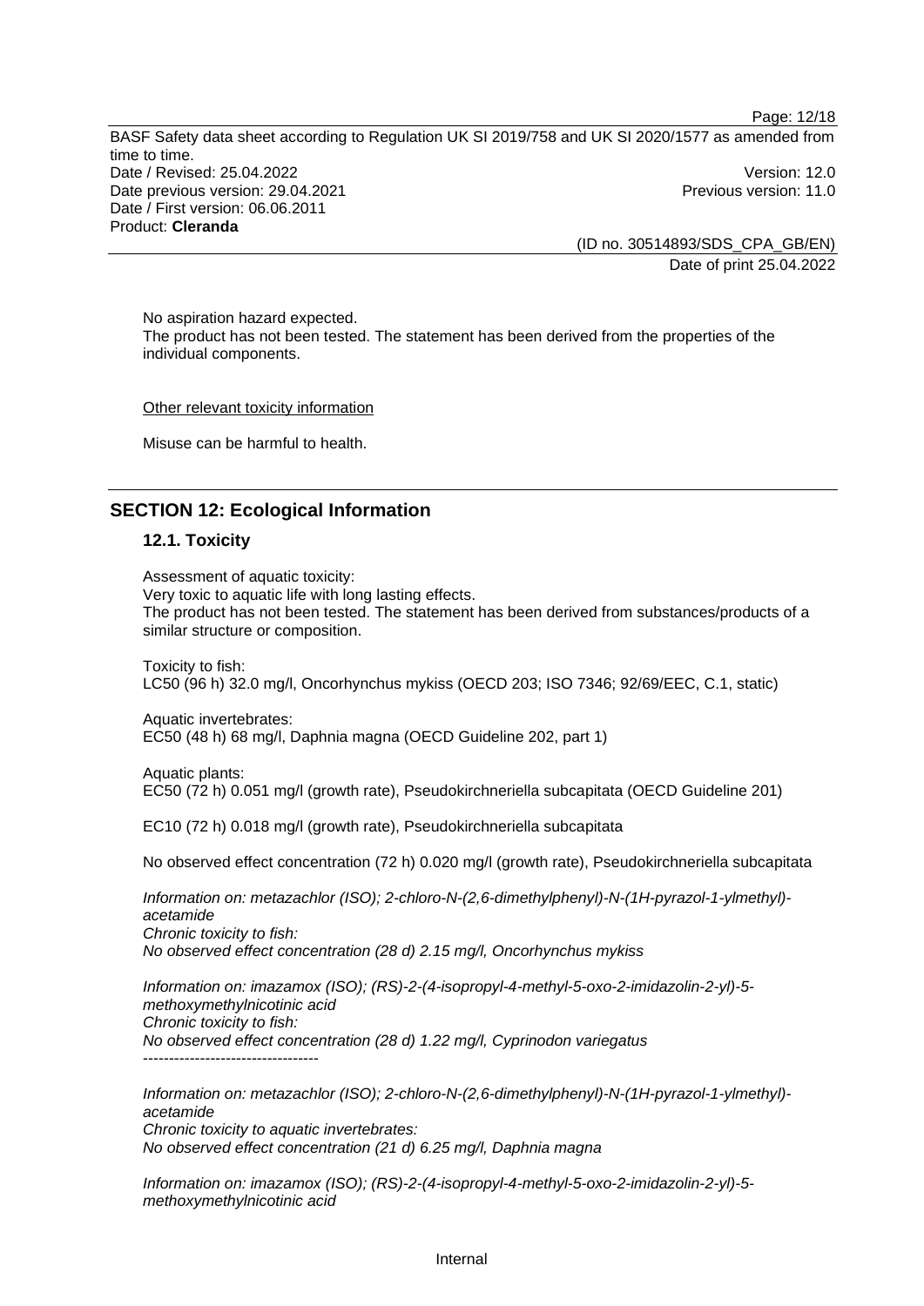No aspiration hazard expected.
The product has not been tested. The statement has been derived from the properties of the individual components.

Other relevant toxicity information

Misuse can be harmful to health.

## SECTION 12: Ecological Information

### 12.1. Toxicity

Assessment of aquatic toxicity:
Very toxic to aquatic life with long lasting effects.
The product has not been tested. The statement has been derived from substances/products of a similar structure or composition.

Toxicity to fish:
LC50 (96 h) 32.0 mg/l, Oncorhynchus mykiss (OECD 203; ISO 7346; 92/69/EEC, C.1, static)

Aquatic invertebrates:
EC50 (48 h) 68 mg/l, Daphnia magna (OECD Guideline 202, part 1)

Aquatic plants:
EC50 (72 h) 0.051 mg/l (growth rate), Pseudokirchneriella subcapitata (OECD Guideline 201)

EC10 (72 h) 0.018 mg/l (growth rate), Pseudokirchneriella subcapitata

No observed effect concentration (72 h) 0.020 mg/l (growth rate), Pseudokirchneriella subcapitata

*Information on: metazachlor (ISO); 2-chloro-N-(2,6-dimethylphenyl)-N-(1H-pyrazol-1-ylmethyl)-acetamide*
*Chronic toxicity to fish:*
*No observed effect concentration (28 d) 2.15 mg/l, Oncorhynchus mykiss*

*Information on: imazamox (ISO); (RS)-2-(4-isopropyl-4-methyl-5-oxo-2-imidazolin-2-yl)-5-methoxymethylnicotinic acid*
*Chronic toxicity to fish:*
*No observed effect concentration (28 d) 1.22 mg/l, Cyprinodon variegatus*
----------------------------------

*Information on: metazachlor (ISO); 2-chloro-N-(2,6-dimethylphenyl)-N-(1H-pyrazol-1-ylmethyl)-acetamide*
*Chronic toxicity to aquatic invertebrates:*
*No observed effect concentration (21 d) 6.25 mg/l, Daphnia magna*

*Information on: imazamox (ISO); (RS)-2-(4-isopropyl-4-methyl-5-oxo-2-imidazolin-2-yl)-5-methoxymethylnicotinic acid*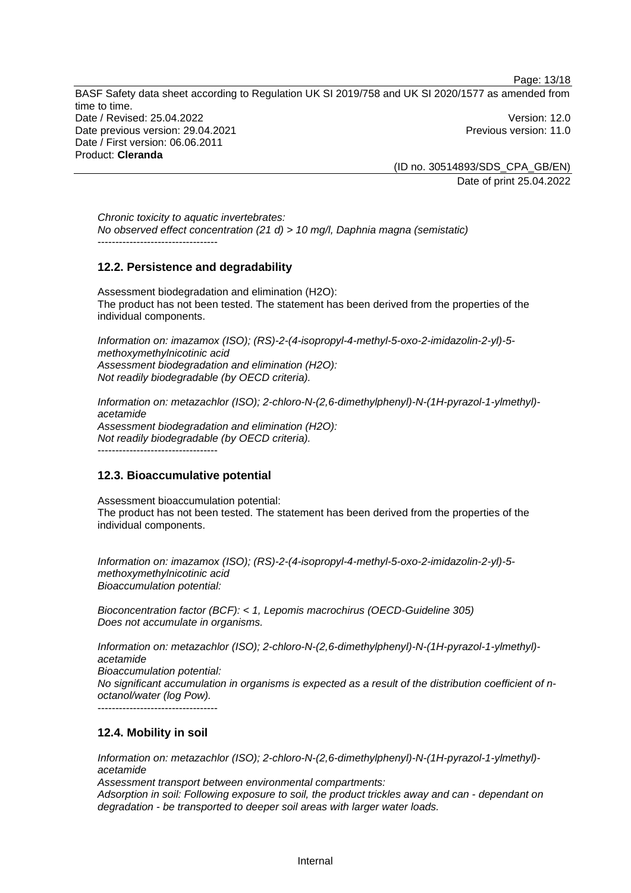*Chronic toxicity to aquatic invertebrates:*
*No observed effect concentration (21 d) > 10 mg/l, Daphnia magna (semistatic)*
----------------------------------

## 12.2. Persistence and degradability

Assessment biodegradation and elimination ($H_2O$):
The product has not been tested. The statement has been derived from the properties of the individual components.

*Information on: imazamox (ISO); (RS)-2-(4-isopropyl-4-methyl-5-oxo-2-imidazolin-2-yl)-5-methoxymethylnicotinic acid*
*Assessment biodegradation and elimination ($H_2O$):*
*Not readily biodegradable (by OECD criteria).*

*Information on: metazachlor (ISO); 2-chloro-N-(2,6-dimethylphenyl)-N-(1H-pyrazol-1-ylmethyl)-acetamide*
*Assessment biodegradation and elimination ($H_2O$):*
*Not readily biodegradable (by OECD criteria).*
----------------------------------

## 12.3. Bioaccumulative potential

Assessment bioaccumulation potential:
The product has not been tested. The statement has been derived from the properties of the individual components.

*Information on: imazamox (ISO); (RS)-2-(4-isopropyl-4-methyl-5-oxo-2-imidazolin-2-yl)-5-methoxymethylnicotinic acid*
*Bioaccumulation potential:*

*Bioconcentration factor (BCF): < 1, Lepomis macrochirus (OECD-Guideline 305)*
*Does not accumulate in organisms.*

*Information on: metazachlor (ISO); 2-chloro-N-(2,6-dimethylphenyl)-N-(1H-pyrazol-1-ylmethyl)-acetamide*
*Bioaccumulation potential:*
*No significant accumulation in organisms is expected as a result of the distribution coefficient of n-octanol/water (log Pow).*
----------------------------------

## 12.4. Mobility in soil

*Information on: metazachlor (ISO); 2-chloro-N-(2,6-dimethylphenyl)-N-(1H-pyrazol-1-ylmethyl)-acetamide*
*Assessment transport between environmental compartments:*
*Adsorption in soil: Following exposure to soil, the product trickles away and can - dependant on degradation - be transported to deeper soil areas with larger water loads.*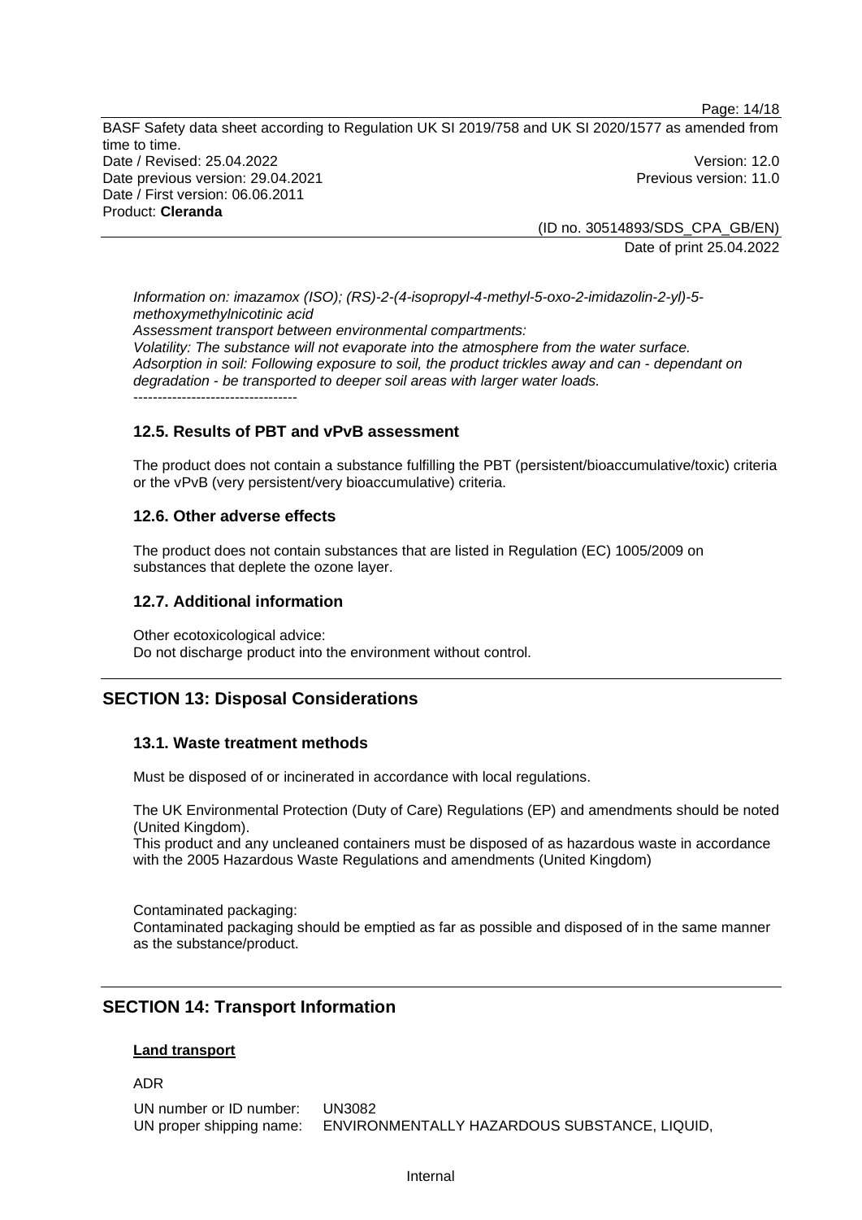*Information on: imazamox (ISO); (RS)-2-(4-isopropyl-4-methyl-5-oxo-2-imidazolin-2-yl)-5-methoxymethylnicotinic acid*
*Assessment transport between environmental compartments:*
*Volatility: The substance will not evaporate into the atmosphere from the water surface.*
*Adsorption in soil: Following exposure to soil, the product trickles away and can - dependant on degradation - be transported to deeper soil areas with larger water loads.*
----------------------------------

### 12.5. Results of PBT and vPvB assessment

The product does not contain a substance fulfilling the PBT (persistent/bioaccumulative/toxic) criteria or the vPvB (very persistent/very bioaccumulative) criteria.

### 12.6. Other adverse effects

The product does not contain substances that are listed in Regulation (EC) 1005/2009 on substances that deplete the ozone layer.

### 12.7. Additional information

Other ecotoxicological advice:
Do not discharge product into the environment without control.

## SECTION 13: Disposal Considerations

### 13.1. Waste treatment methods

Must be disposed of or incinerated in accordance with local regulations.

The UK Environmental Protection (Duty of Care) Regulations (EP) and amendments should be noted (United Kingdom).
This product and any uncleaned containers must be disposed of as hazardous waste in accordance with the 2005 Hazardous Waste Regulations and amendments (United Kingdom)

Contaminated packaging:
Contaminated packaging should be emptied as far as possible and disposed of in the same manner as the substance/product.

## SECTION 14: Transport Information

**Land transport**

ADR

| | |
|---|---|
| UN number or ID number: | UN3082 |
| UN proper shipping name: | ENVIRONMENTALLY HAZARDOUS SUBSTANCE, LIQUID, |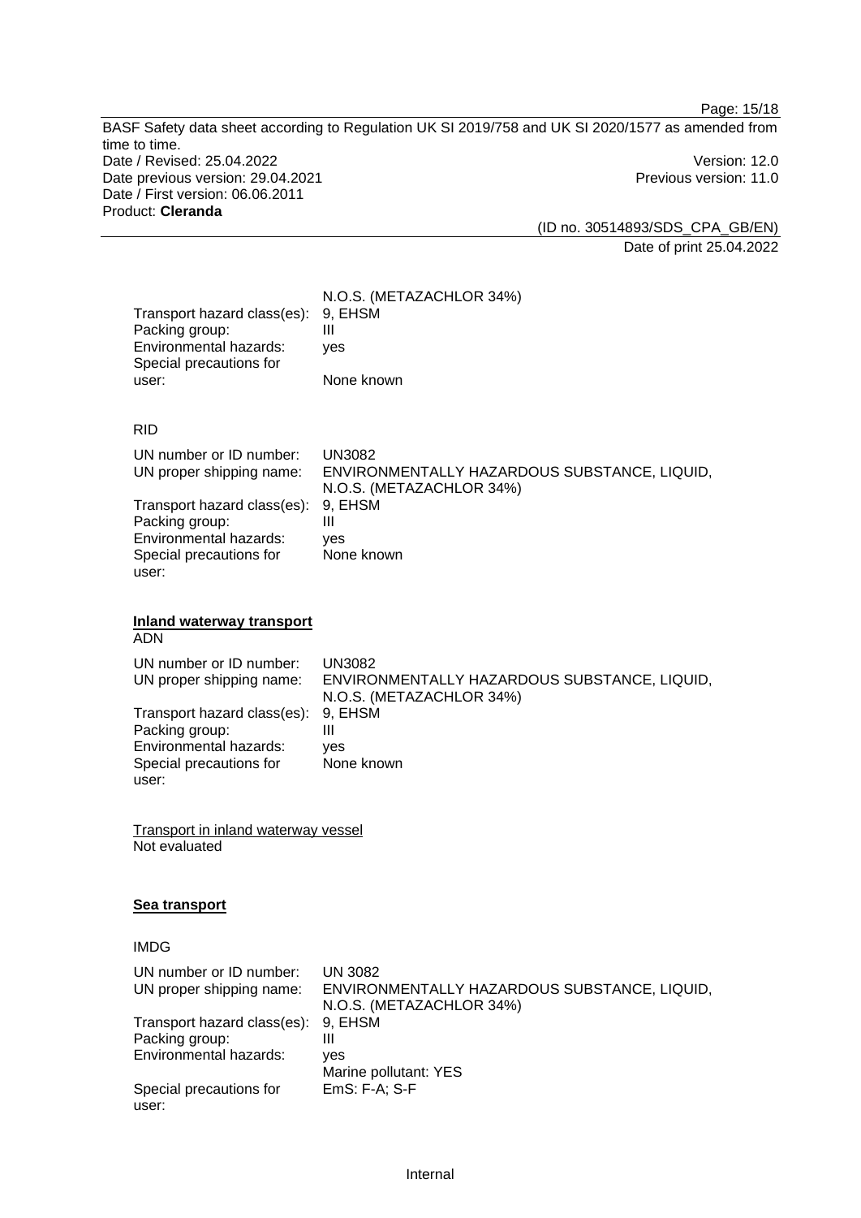N.O.S. (METAZACHLOR 34%)

| | |
|---|---|
| Transport hazard class(es): | 9, EHSM |
| Packing group: | III |
| Environmental hazards: | yes |
| Special precautions for user: | None known |

RID

| | |
|---|---|
| UN number or ID number: | UN3082 |
| UN proper shipping name: | ENVIRONMENTALLY HAZARDOUS SUBSTANCE, LIQUID, N.O.S. (METAZACHLOR 34%) |
| Transport hazard class(es): | 9, EHSM |
| Packing group: | III |
| Environmental hazards: | yes |
| Special precautions for user: | None known |

**Inland waterway transport**

ADN

| | |
|---|---|
| UN number or ID number: | UN3082 |
| UN proper shipping name: | ENVIRONMENTALLY HAZARDOUS SUBSTANCE, LIQUID, N.O.S. (METAZACHLOR 34%) |
| Transport hazard class(es): | 9, EHSM |
| Packing group: | III |
| Environmental hazards: | yes |
| Special precautions for user: | None known |

Transport in inland waterway vessel

Not evaluated

**Sea transport**

IMDG

| | |
|---|---|
| UN number or ID number: | UN 3082 |
| UN proper shipping name: | ENVIRONMENTALLY HAZARDOUS SUBSTANCE, LIQUID, N.O.S. (METAZACHLOR 34%) |
| Transport hazard class(es): | 9, EHSM |
| Packing group: | III |
| Environmental hazards: | yes<br>Marine pollutant: YES |
| Special precautions for user: | EmS: F-A; S-F |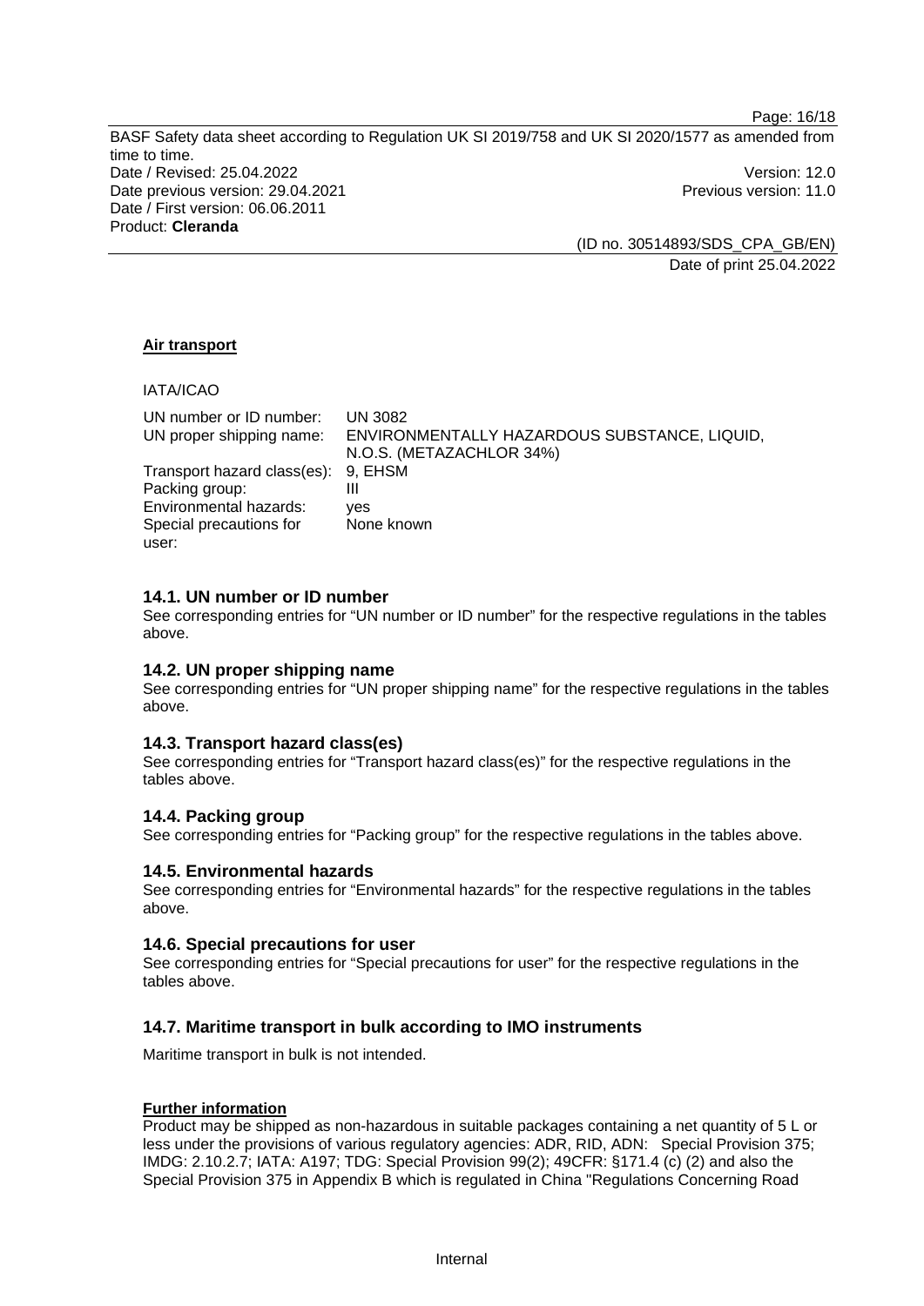**Air transport**

IATA/ICAO

| | |
|---|---|
| UN number or ID number: | UN 3082 |
| UN proper shipping name: | ENVIRONMENTALLY HAZARDOUS SUBSTANCE, LIQUID, N.O.S. (METAZACHLOR 34%) |
| Transport hazard class(es): | 9, EHSM |
| Packing group: | III |
| Environmental hazards: | yes |
| Special precautions for user: | None known |

## 14.1. UN number or ID number

See corresponding entries for “UN number or ID number” for the respective regulations in the tables above.

## 14.2. UN proper shipping name

See corresponding entries for “UN proper shipping name” for the respective regulations in the tables above.

## 14.3. Transport hazard class(es)

See corresponding entries for “Transport hazard class(es)” for the respective regulations in the tables above.

## 14.4. Packing group

See corresponding entries for “Packing group” for the respective regulations in the tables above.

## 14.5. Environmental hazards

See corresponding entries for “Environmental hazards” for the respective regulations in the tables above.

## 14.6. Special precautions for user

See corresponding entries for “Special precautions for user” for the respective regulations in the tables above.

## 14.7. Maritime transport in bulk according to IMO instruments

Maritime transport in bulk is not intended.

**Further information**

Product may be shipped as non-hazardous in suitable packages containing a net quantity of 5 L or less under the provisions of various regulatory agencies: ADR, RID, ADN: Special Provision 375; IMDG: 2.10.2.7; IATA: A197; TDG: Special Provision 99(2); 49CFR: §171.4 (c) (2) and also the Special Provision 375 in Appendix B which is regulated in China "Regulations Concerning Road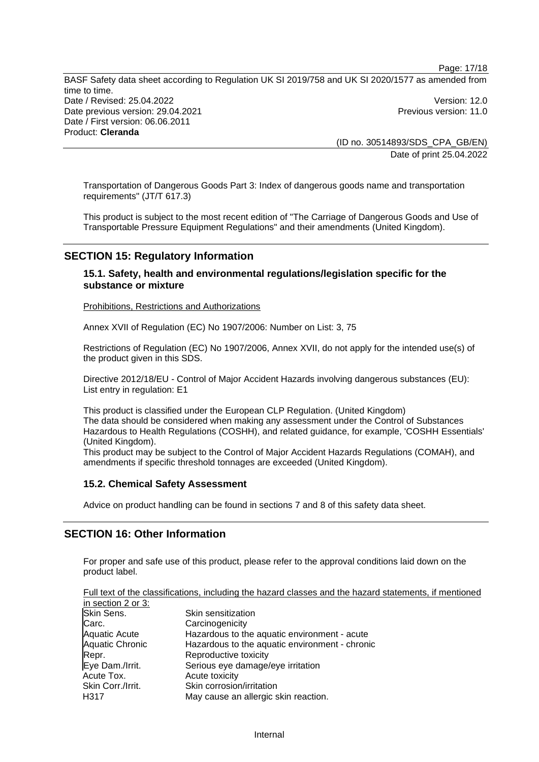Transportation of Dangerous Goods Part 3: Index of dangerous goods name and transportation requirements" (JT/T 617.3)

This product is subject to the most recent edition of "The Carriage of Dangerous Goods and Use of Transportable Pressure Equipment Regulations" and their amendments (United Kingdom).

## SECTION 15: Regulatory Information

### 15.1. Safety, health and environmental regulations/legislation specific for the substance or mixture

Prohibitions, Restrictions and Authorizations

Annex XVII of Regulation (EC) No 1907/2006: Number on List: 3, 75

Restrictions of Regulation (EC) No 1907/2006, Annex XVII, do not apply for the intended use(s) of the product given in this SDS.

Directive 2012/18/EU - Control of Major Accident Hazards involving dangerous substances (EU): List entry in regulation: E1

This product is classified under the European CLP Regulation. (United Kingdom)
The data should be considered when making any assessment under the Control of Substances Hazardous to Health Regulations (COSHH), and related guidance, for example, 'COSHH Essentials' (United Kingdom).
This product may be subject to the Control of Major Accident Hazards Regulations (COMAH), and amendments if specific threshold tonnages are exceeded (United Kingdom).

### 15.2. Chemical Safety Assessment

Advice on product handling can be found in sections 7 and 8 of this safety data sheet.

## SECTION 16: Other Information

For proper and safe use of this product, please refer to the approval conditions laid down on the product label.

Full text of the classifications, including the hazard classes and the hazard statements, if mentioned in section 2 or 3:

| | |
|---|---|
| Skin Sens. | Skin sensitization |
| Carc. | Carcinogenicity |
| Aquatic Acute | Hazardous to the aquatic environment - acute |
| Aquatic Chronic | Hazardous to the aquatic environment - chronic |
| Repr. | Reproductive toxicity |
| Eye Dam./Irrit. | Serious eye damage/eye irritation |
| Acute Tox. | Acute toxicity |
| Skin Corr./Irrit. | Skin corrosion/irritation |
| H317 | May cause an allergic skin reaction. |

Internal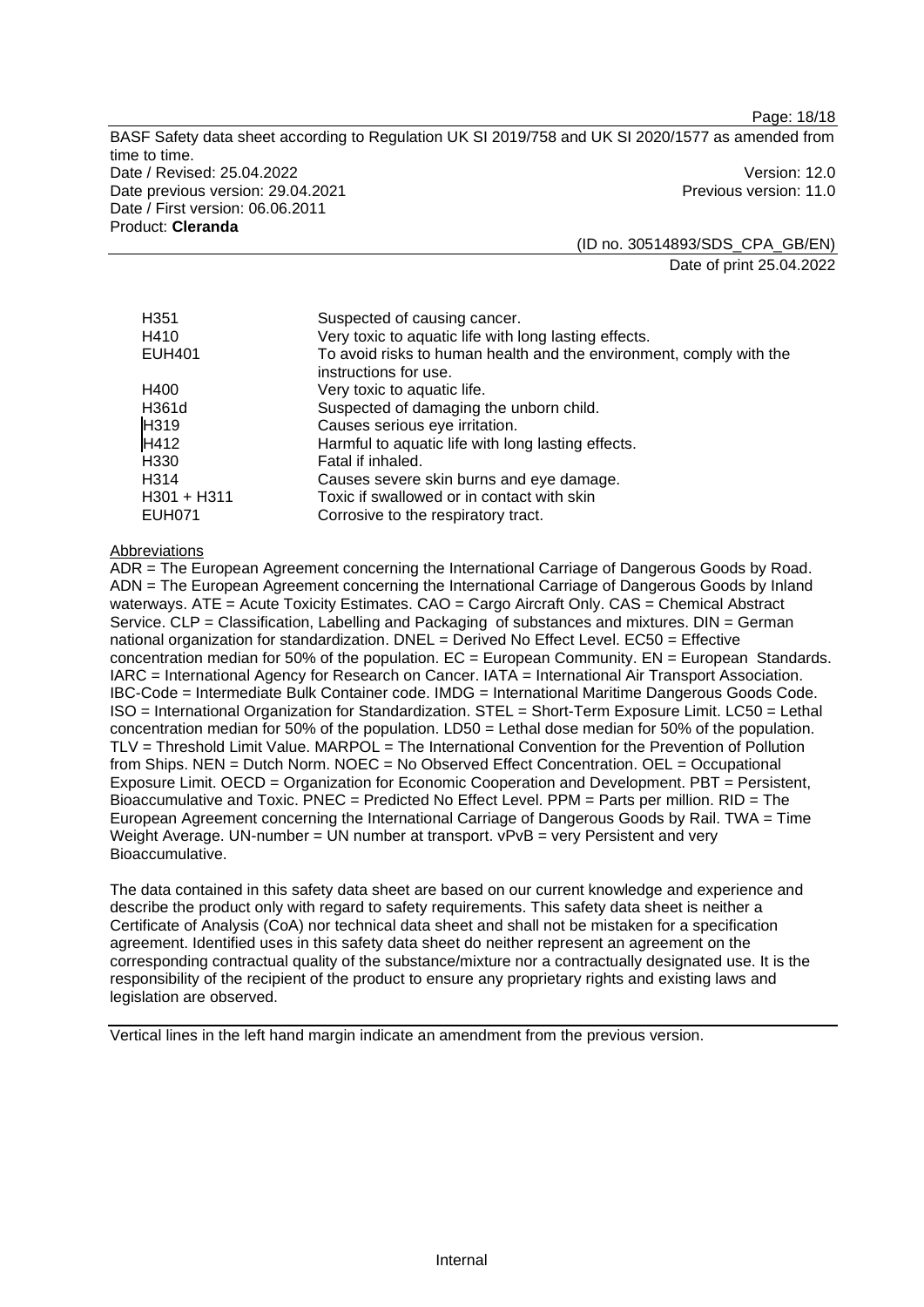| | |
|---|---|
| H351 | Suspected of causing cancer. |
| H410 | Very toxic to aquatic life with long lasting effects. |
| EUH401 | To avoid risks to human health and the environment, comply with the instructions for use. |
| H400 | Very toxic to aquatic life. |
| H361d | Suspected of damaging the unborn child. |
| H319 | Causes serious eye irritation. |
| H412 | Harmful to aquatic life with long lasting effects. |
| H330 | Fatal if inhaled. |
| H314 | Causes severe skin burns and eye damage. |
| H301 + H311 | Toxic if swallowed or in contact with skin |
| EUH071 | Corrosive to the respiratory tract. |

Abbreviations

ADR = The European Agreement concerning the International Carriage of Dangerous Goods by Road. ADN = The European Agreement concerning the International Carriage of Dangerous Goods by Inland waterways. ATE = Acute Toxicity Estimates. CAO = Cargo Aircraft Only. CAS = Chemical Abstract Service. CLP = Classification, Labelling and Packaging of substances and mixtures. DIN = German national organization for standardization. DNEL = Derived No Effect Level. EC50 = Effective concentration median for 50% of the population. EC = European Community. EN = European Standards. IARC = International Agency for Research on Cancer. IATA = International Air Transport Association. IBC-Code = Intermediate Bulk Container code. IMDG = International Maritime Dangerous Goods Code. ISO = International Organization for Standardization. STEL = Short-Term Exposure Limit. LC50 = Lethal concentration median for 50% of the population. LD50 = Lethal dose median for 50% of the population. TLV = Threshold Limit Value. MARPOL = The International Convention for the Prevention of Pollution from Ships. NEN = Dutch Norm. NOEC = No Observed Effect Concentration. OEL = Occupational Exposure Limit. OECD = Organization for Economic Cooperation and Development. PBT = Persistent, Bioaccumulative and Toxic. PNEC = Predicted No Effect Level. PPM = Parts per million. RID = The European Agreement concerning the International Carriage of Dangerous Goods by Rail. TWA = Time Weight Average. UN-number = UN number at transport. vPvB = very Persistent and very Bioaccumulative.

The data contained in this safety data sheet are based on our current knowledge and experience and describe the product only with regard to safety requirements. This safety data sheet is neither a Certificate of Analysis (CoA) nor technical data sheet and shall not be mistaken for a specification agreement. Identified uses in this safety data sheet do neither represent an agreement on the corresponding contractual quality of the substance/mixture nor a contractually designated use. It is the responsibility of the recipient of the product to ensure any proprietary rights and existing laws and legislation are observed.

---

Vertical lines in the left hand margin indicate an amendment from the previous version.